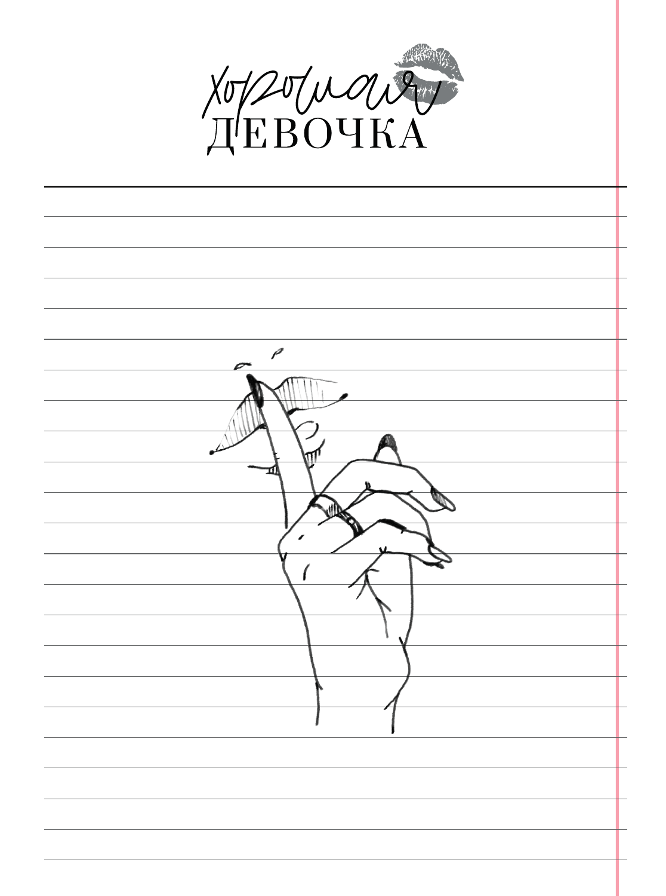# хорошая ДЕВОЧКА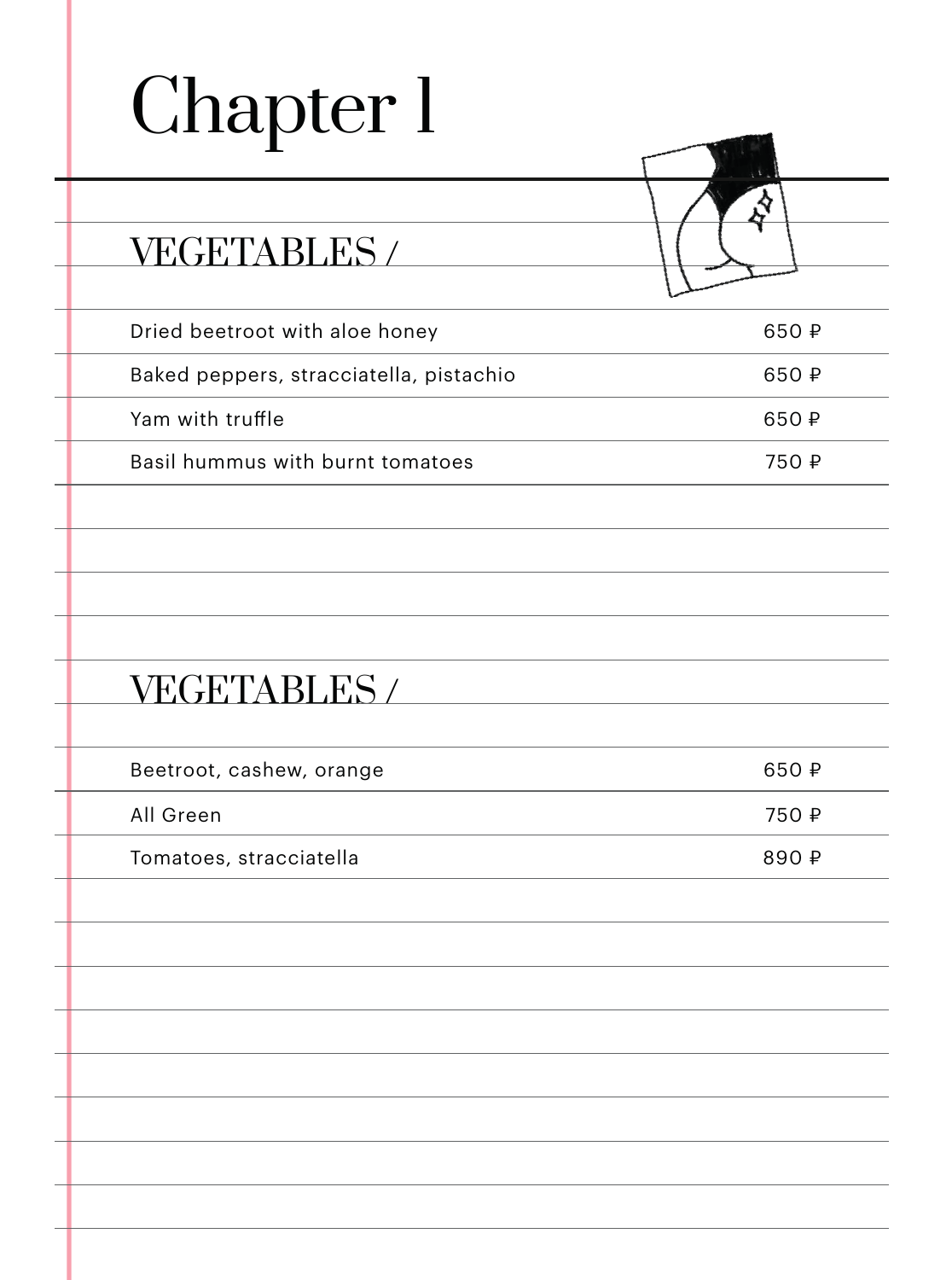# Chapter 1

## VEGETABLES /

| Dish | Price |
|---|---|
| Dried beetroot with aloe honey | 650 ₽ |
| Baked peppers, stracciatella, pistachio | 650 ₽ |
| Yam with truffle | 650 ₽ |
| Basil hummus with burnt tomatoes | 750 ₽ |

## VEGETABLES /

| Dish | Price |
|---|---|
| Beetroot, cashew, orange | 650 ₽ |
| All Green | 750 ₽ |
| Tomatoes, stracciatella | 890 ₽ |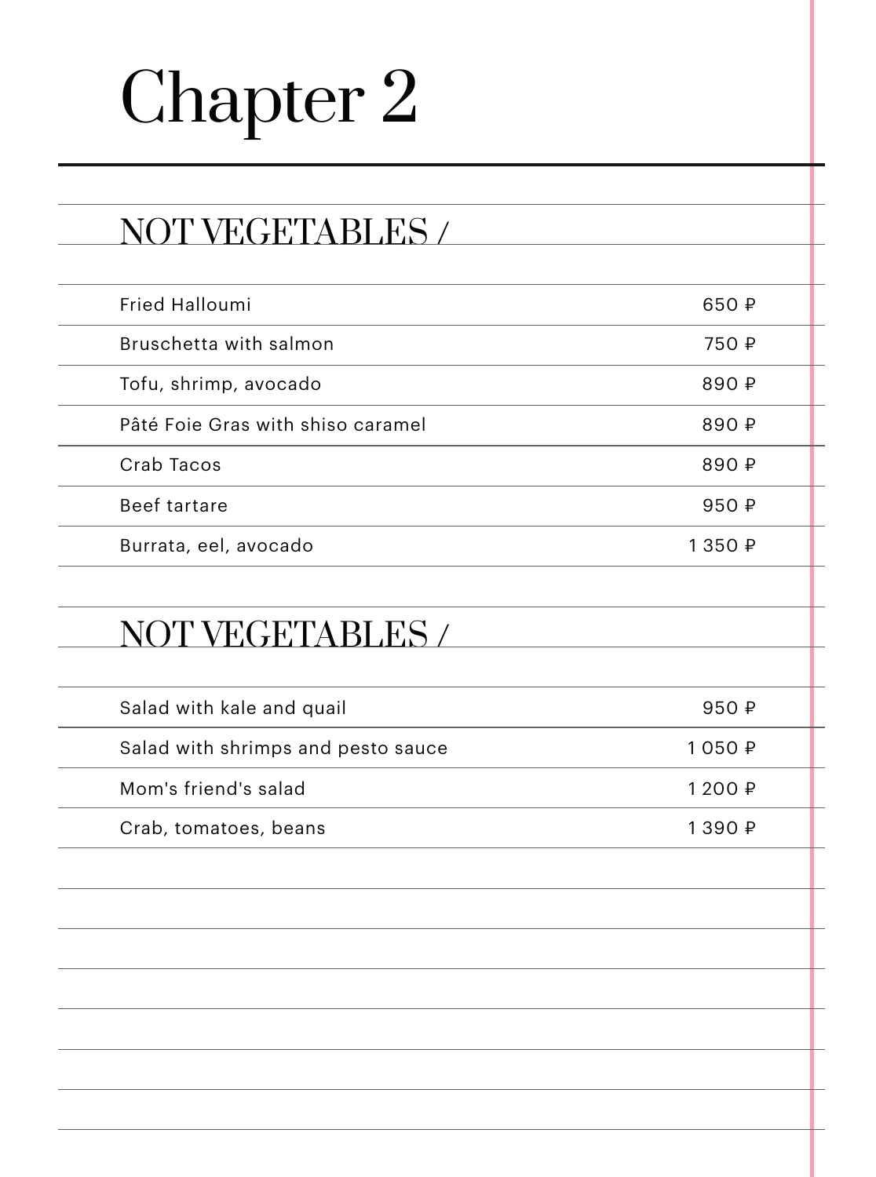# Chapter 2

## NOT VEGETABLES /

| | |
|---|---|
| Fried Halloumi | 650 ₽ |
| Bruschetta with salmon | 750 ₽ |
| Tofu, shrimp, avocado | 890 ₽ |
| Pâté Foie Gras with shiso caramel | 890 ₽ |
| Crab Tacos | 890 ₽ |
| Beef tartare | 950 ₽ |
| Burrata, eel, avocado | 1 350 ₽ |

## NOT VEGETABLES /

| | |
|---|---|
| Salad with kale and quail | 950 ₽ |
| Salad with shrimps and pesto sauce | 1 050 ₽ |
| Mom's friend's salad | 1 200 ₽ |
| Crab, tomatoes, beans | 1 390 ₽ |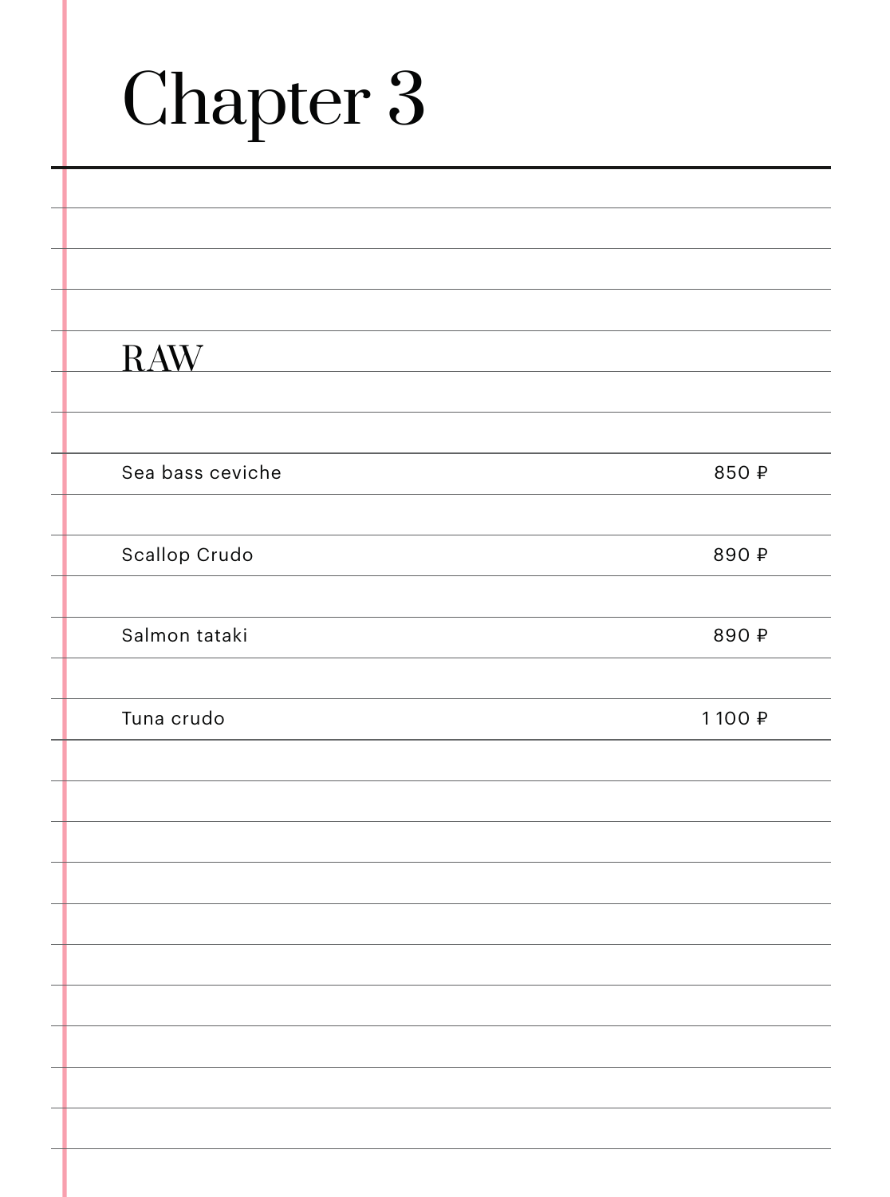# Chapter 3

## RAW

| | |
|---|---|
| Sea bass ceviche | 850 ₽ |
| Scallop Crudo | 890 ₽ |
| Salmon tataki | 890 ₽ |
| Tuna crudo | 1 100 ₽ |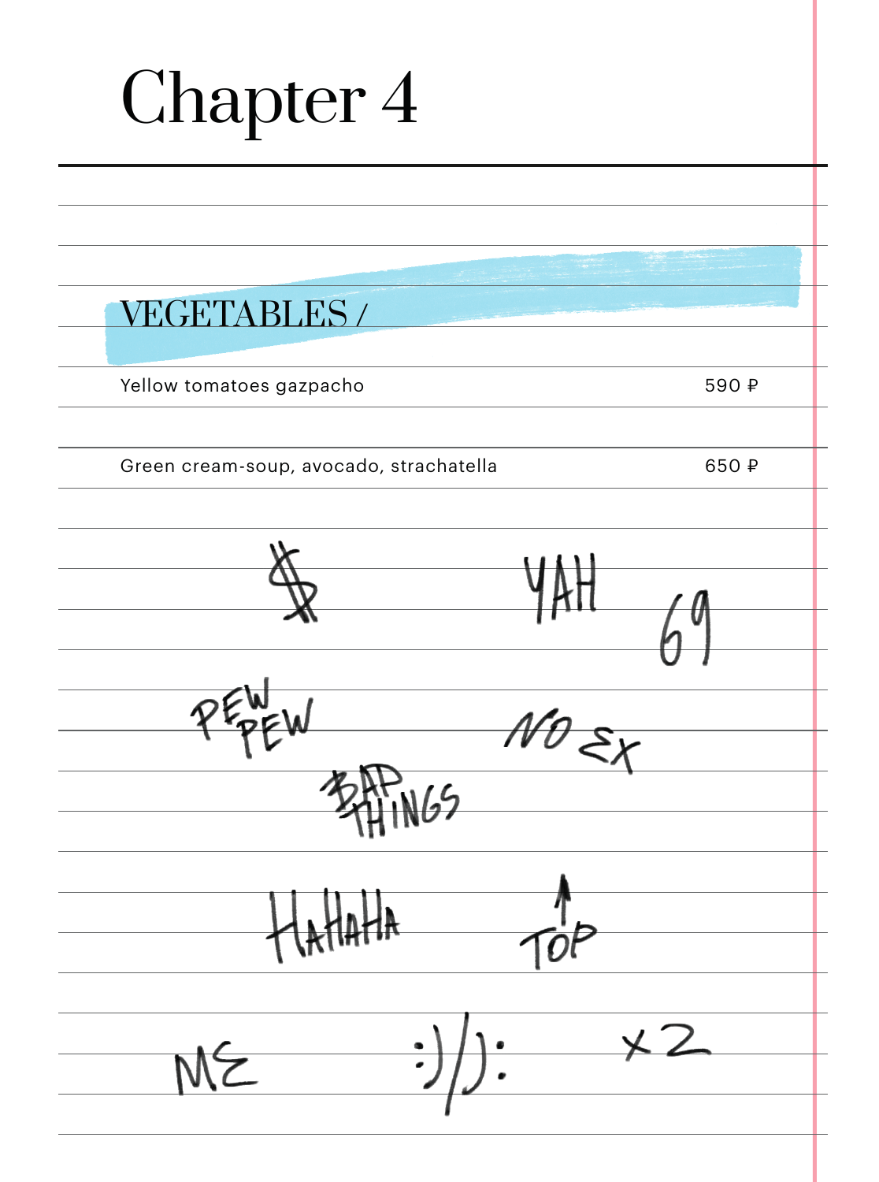# Chapter 4

## VEGETABLES /

| | |
|---|---|
| Yellow tomatoes gazpacho | 590 ₽ |
| Green cream-soup, avocado, strachatella | 650 ₽ |

$ YAH 69

PEW PEW NO EX

BAD THINGS

HAHAHA ↑ TOP

ME :)/): x2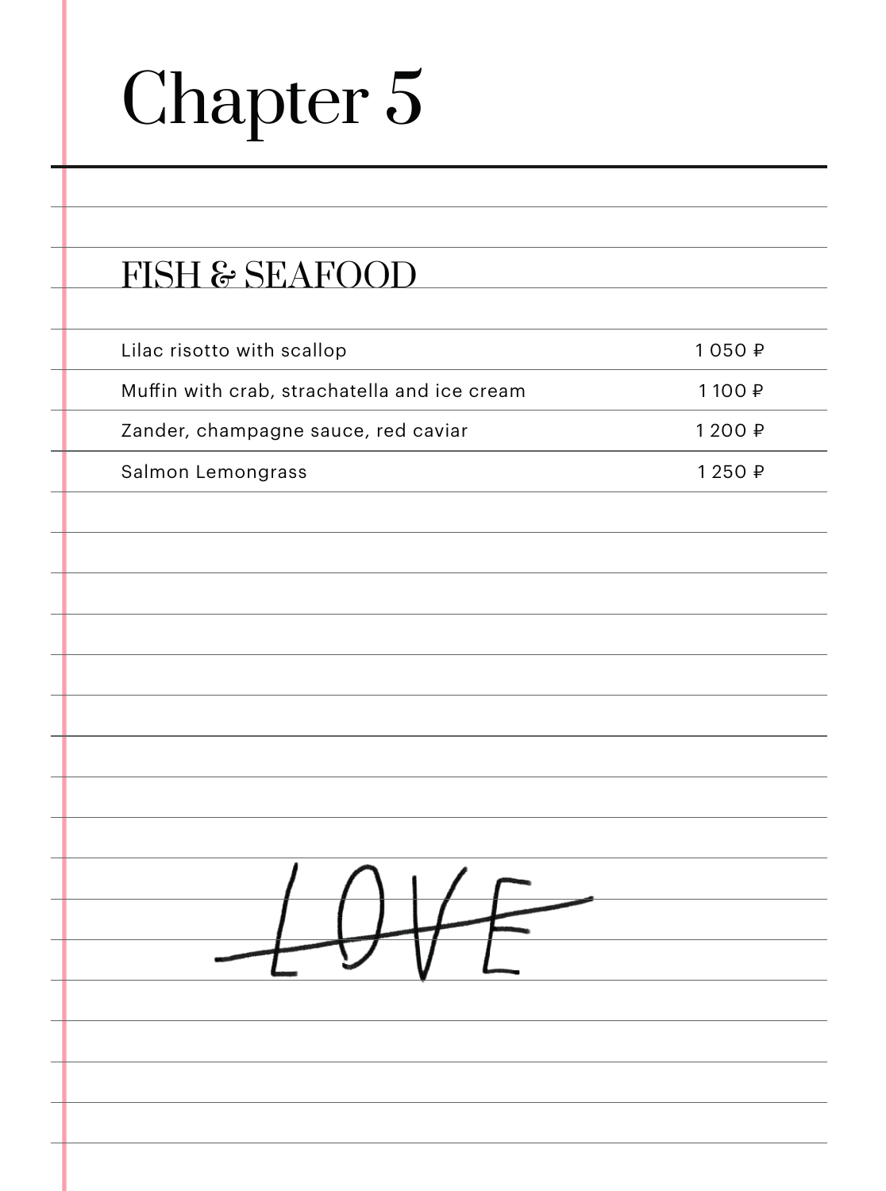# Chapter 5

## FISH & SEAFOOD

| Dish | Price |
|---|---|
| Lilac risotto with scallop | 1 050 ₽ |
| Muffin with crab, strachatella and ice cream | 1 100 ₽ |
| Zander, champagne sauce, red caviar | 1 200 ₽ |
| Salmon Lemongrass | 1 250 ₽ |

~~LOVE~~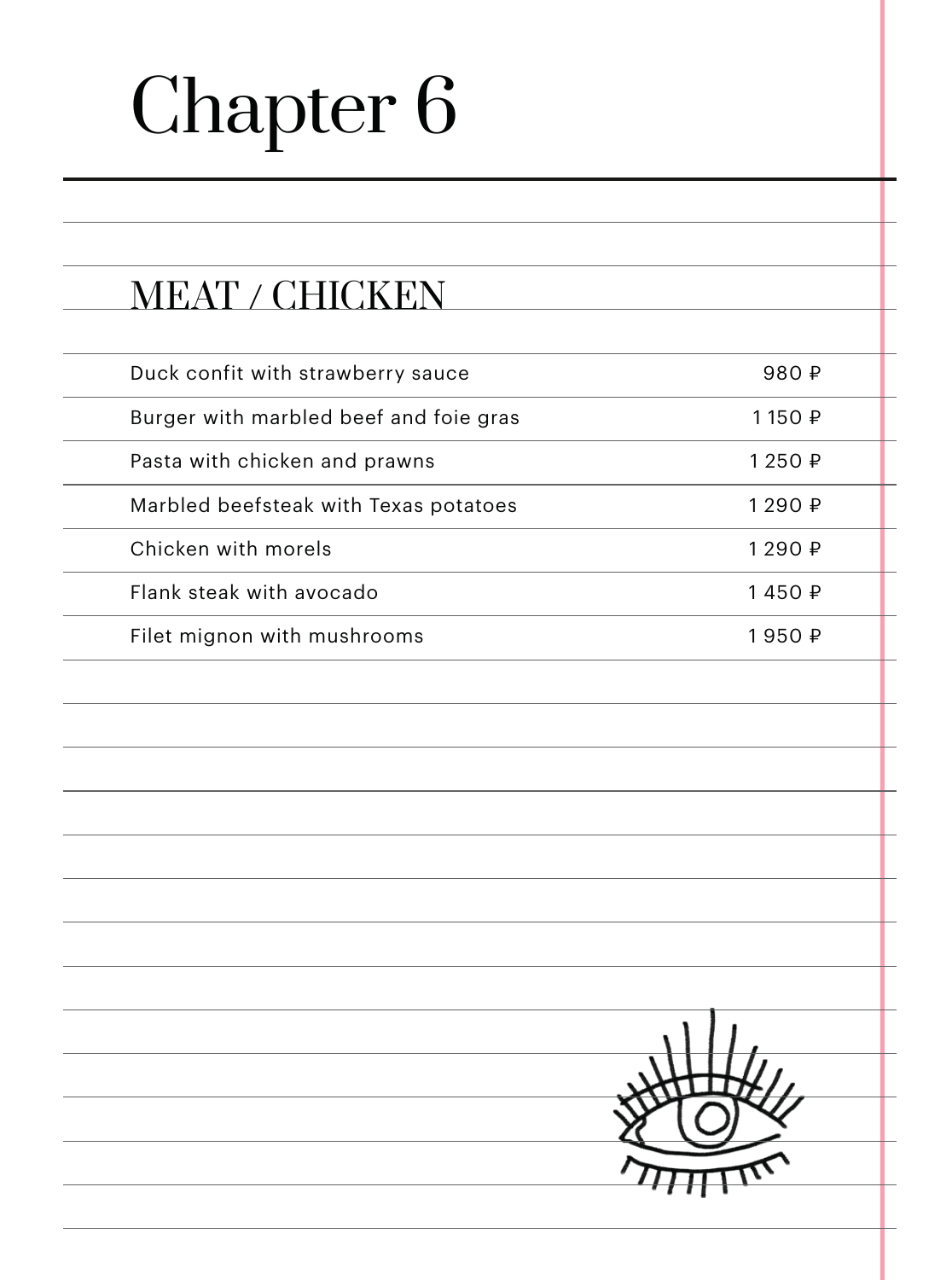# Chapter 6

## MEAT / CHICKEN

| Dish | Price |
|---|---|
| Duck confit with strawberry sauce | 980 ₽ |
| Burger with marbled beef and foie gras | 1 150 ₽ |
| Pasta with chicken and prawns | 1 250 ₽ |
| Marbled beefsteak with Texas potatoes | 1 290 ₽ |
| Chicken with morels | 1 290 ₽ |
| Flank steak with avocado | 1 450 ₽ |
| Filet mignon with mushrooms | 1 950 ₽ |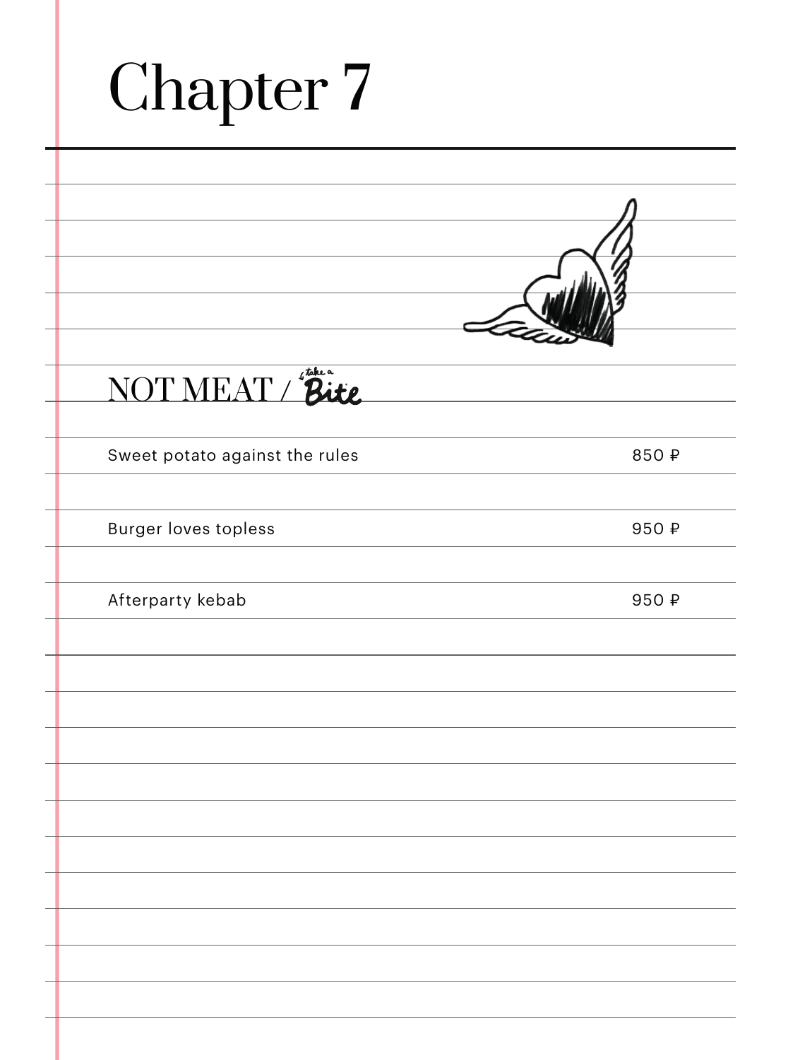# Chapter 7

## NOT MEAT / take a Bite

| | |
|---|---|
| Sweet potato against the rules | 850 ₽ |
| Burger loves topless | 950 ₽ |
| Afterparty kebab | 950 ₽ |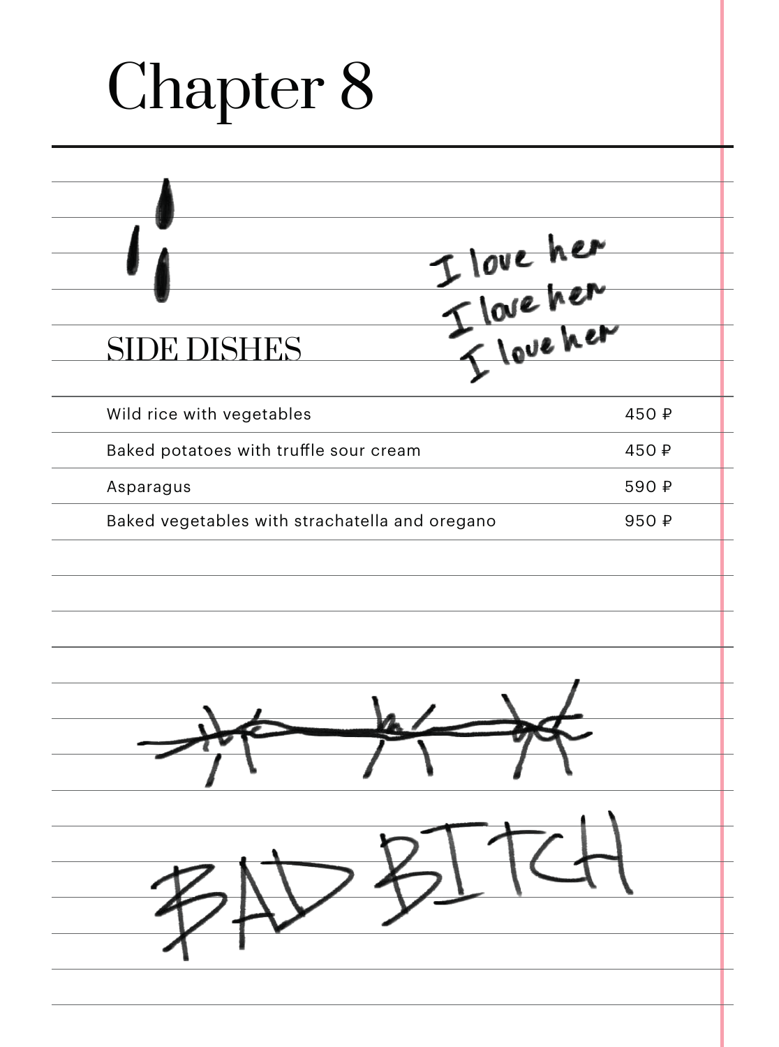# Chapter 8

I love her
I love her
I love her

## SIDE DISHES

| | |
|---|---|
| Wild rice with vegetables | 450 ₽ |
| Baked potatoes with truffle sour cream | 450 ₽ |
| Asparagus | 590 ₽ |
| Baked vegetables with strachatella and oregano | 950 ₽ |

BAD BITCH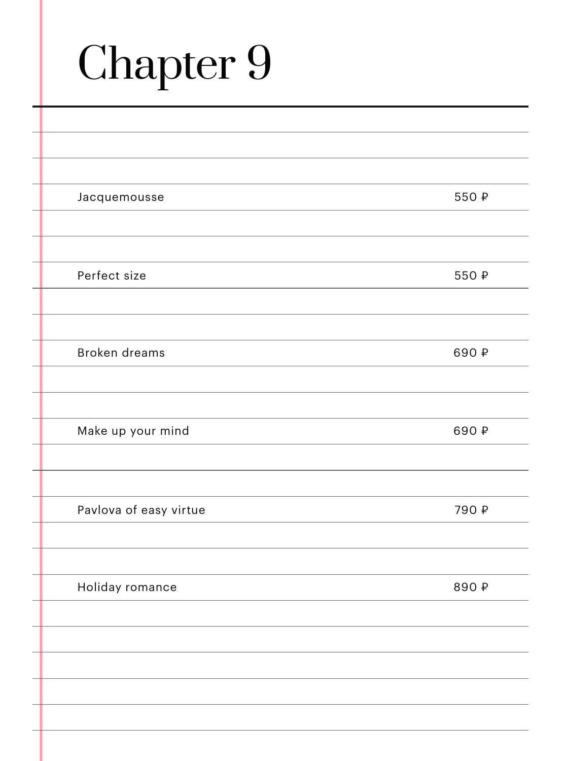# Chapter 9

| Item | Price |
| --- | --- |
| Jacquemousse | 550 ₽ |
| Perfect size | 550 ₽ |
| Broken dreams | 690 ₽ |
| Make up your mind | 690 ₽ |
| Pavlova of easy virtue | 790 ₽ |
| Holiday romance | 890 ₽ |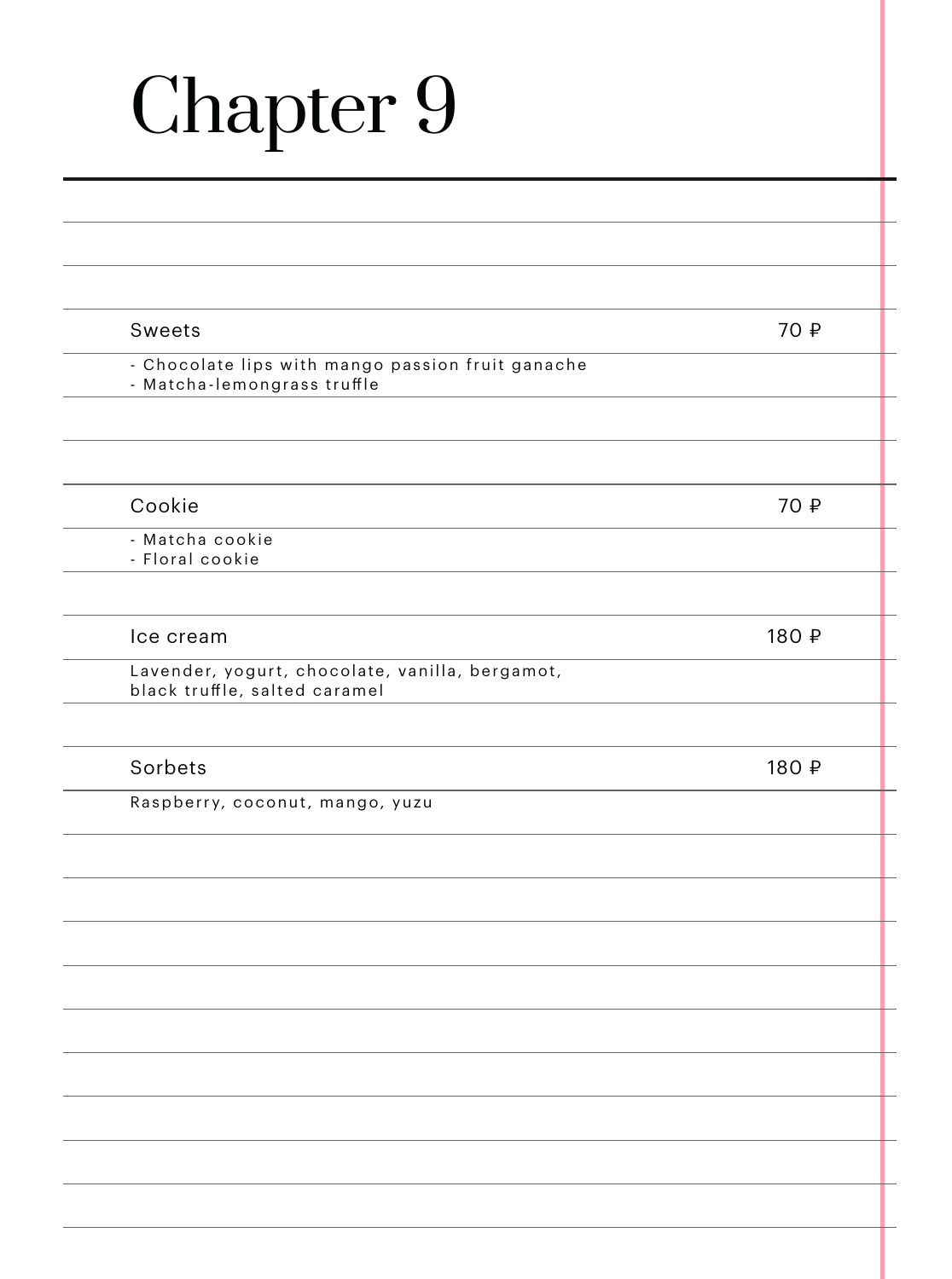# Chapter 9

Sweets — 70 ₽

- Chocolate lips with mango passion fruit ganache
- Matcha-lemongrass truffle

Cookie — 70 ₽

- Matcha cookie
- Floral cookie

Ice cream — 180 ₽

Lavender, yogurt, chocolate, vanilla, bergamot, black truffle, salted caramel

Sorbets — 180 ₽

Raspberry, coconut, mango, yuzu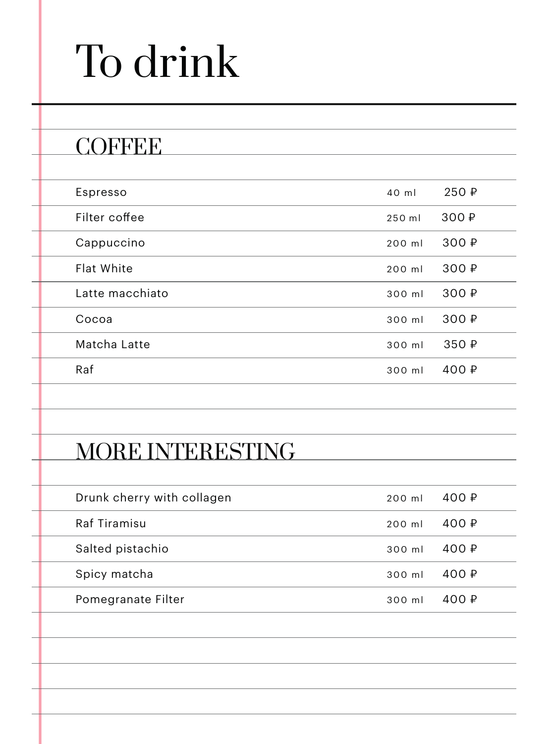# To drink

## COFFEE

| Item | Volume | Price |
| --- | --- | --- |
| Espresso | 40 ml | 250 ₽ |
| Filter coffee | 250 ml | 300 ₽ |
| Cappuccino | 200 ml | 300 ₽ |
| Flat White | 200 ml | 300 ₽ |
| Latte macchiato | 300 ml | 300 ₽ |
| Cocoa | 300 ml | 300 ₽ |
| Matcha Latte | 300 ml | 350 ₽ |
| Raf | 300 ml | 400 ₽ |

## MORE INTERESTING

| Item | Volume | Price |
| --- | --- | --- |
| Drunk cherry with collagen | 200 ml | 400 ₽ |
| Raf Tiramisu | 200 ml | 400 ₽ |
| Salted pistachio | 300 ml | 400 ₽ |
| Spicy matcha | 300 ml | 400 ₽ |
| Pomegranate Filter | 300 ml | 400 ₽ |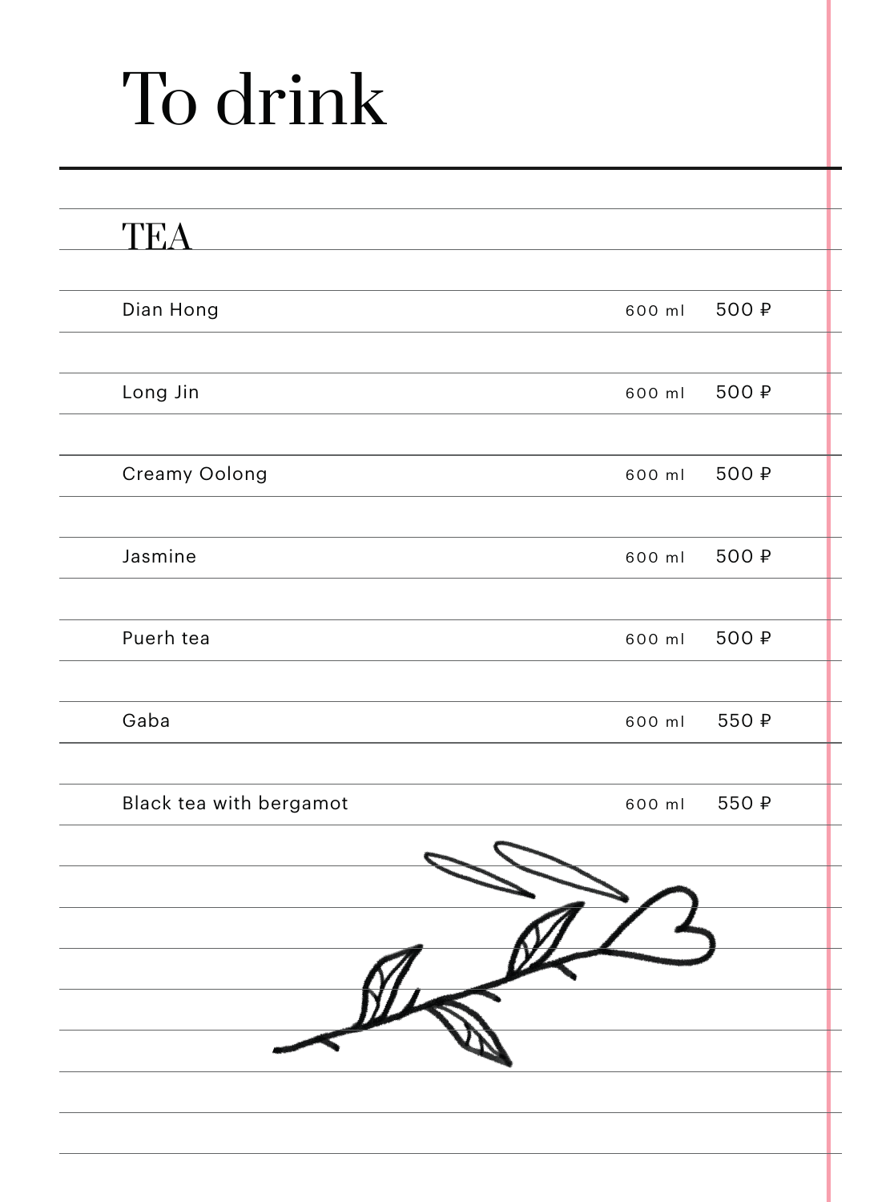# To drink

## TEA

| | | |
|---|---|---|
| Dian Hong | 600 ml | 500 ₽ |
| Long Jin | 600 ml | 500 ₽ |
| Creamy Oolong | 600 ml | 500 ₽ |
| Jasmine | 600 ml | 500 ₽ |
| Puerh tea | 600 ml | 500 ₽ |
| Gaba | 600 ml | 550 ₽ |
| Black tea with bergamot | 600 ml | 550 ₽ |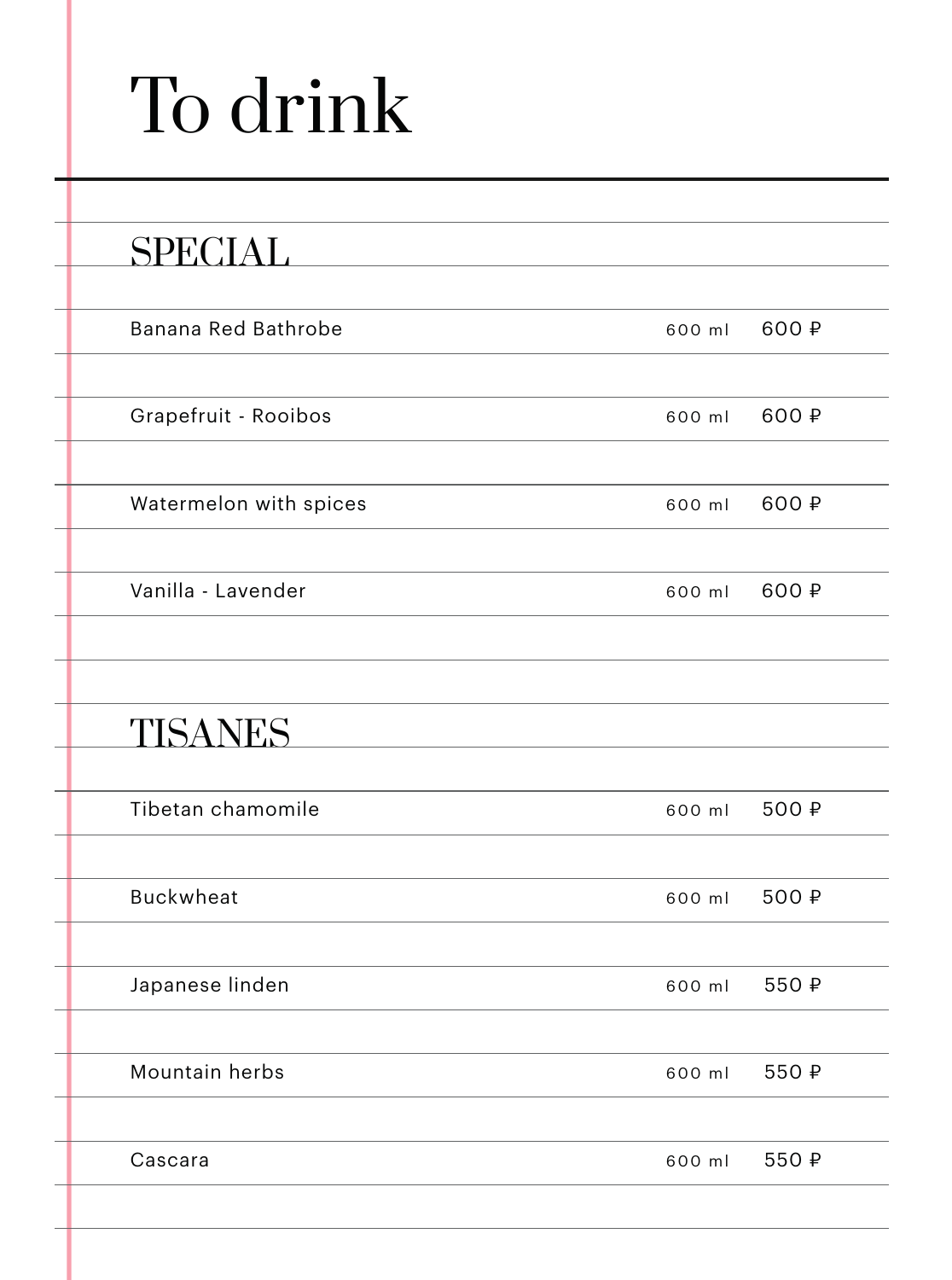# To drink

## SPECIAL

| Item | Volume | Price |
|---|---|---|
| Banana Red Bathrobe | 600 ml | 600 ₽ |
| Grapefruit - Rooibos | 600 ml | 600 ₽ |
| Watermelon with spices | 600 ml | 600 ₽ |
| Vanilla - Lavender | 600 ml | 600 ₽ |

## TISANES

| Item | Volume | Price |
|---|---|---|
| Tibetan chamomile | 600 ml | 500 ₽ |
| Buckwheat | 600 ml | 500 ₽ |
| Japanese linden | 600 ml | 550 ₽ |
| Mountain herbs | 600 ml | 550 ₽ |
| Cascara | 600 ml | 550 ₽ |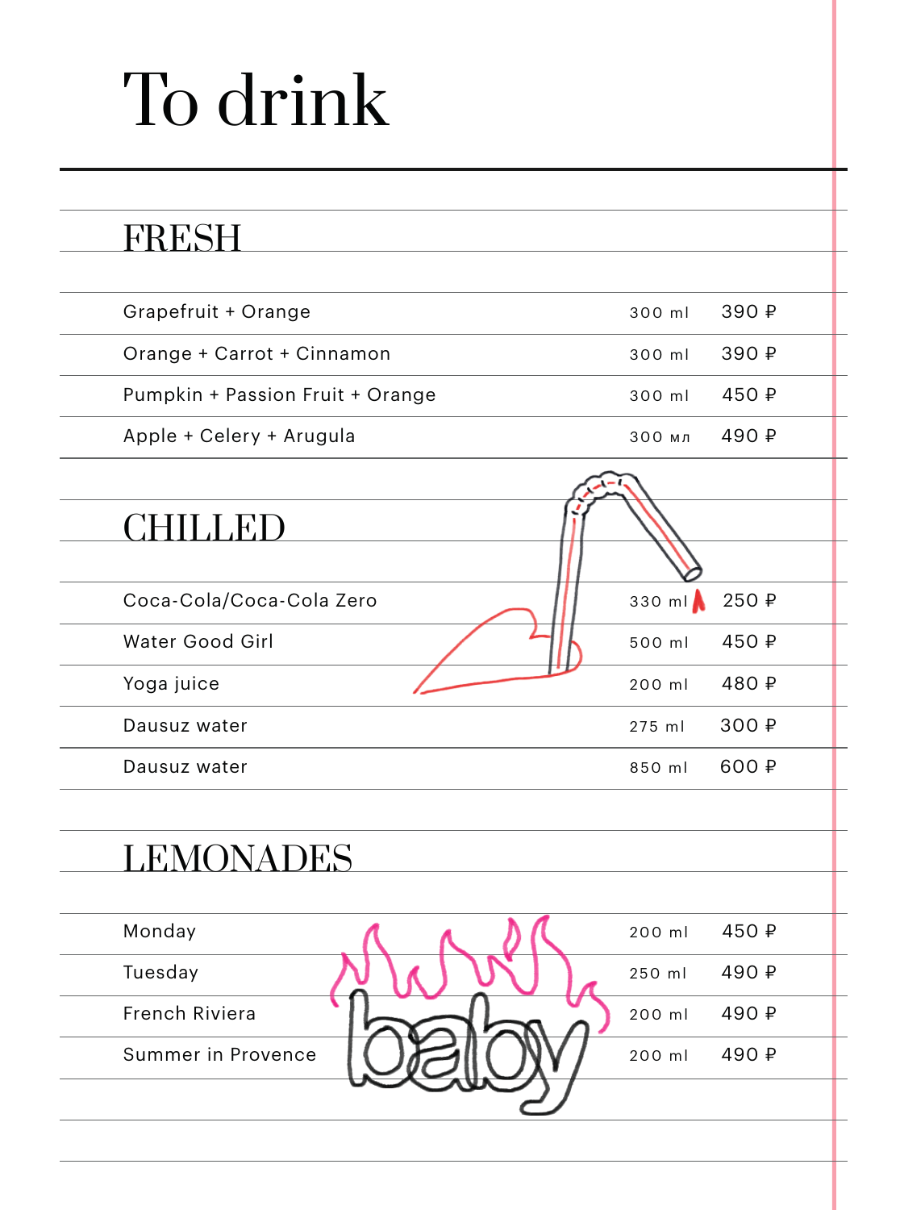# To drink

## FRESH

| | | |
|---|---|---|
| Grapefruit + Orange | 300 ml | 390 ₽ |
| Orange + Carrot + Cinnamon | 300 ml | 390 ₽ |
| Pumpkin + Passion Fruit + Orange | 300 ml | 450 ₽ |
| Apple + Celery + Arugula | 300 мл | 490 ₽ |

## CHILLED

| | | |
|---|---|---|
| Coca-Cola/Coca-Cola Zero | 330 ml | 250 ₽ |
| Water Good Girl | 500 ml | 450 ₽ |
| Yoga juice | 200 ml | 480 ₽ |
| Dausuz water | 275 ml | 300 ₽ |
| Dausuz water | 850 ml | 600 ₽ |

## LEMONADES

| | | |
|---|---|---|
| Monday | 200 ml | 450 ₽ |
| Tuesday | 250 ml | 490 ₽ |
| French Riviera | 200 ml | 490 ₽ |
| Summer in Provence | 200 ml | 490 ₽ |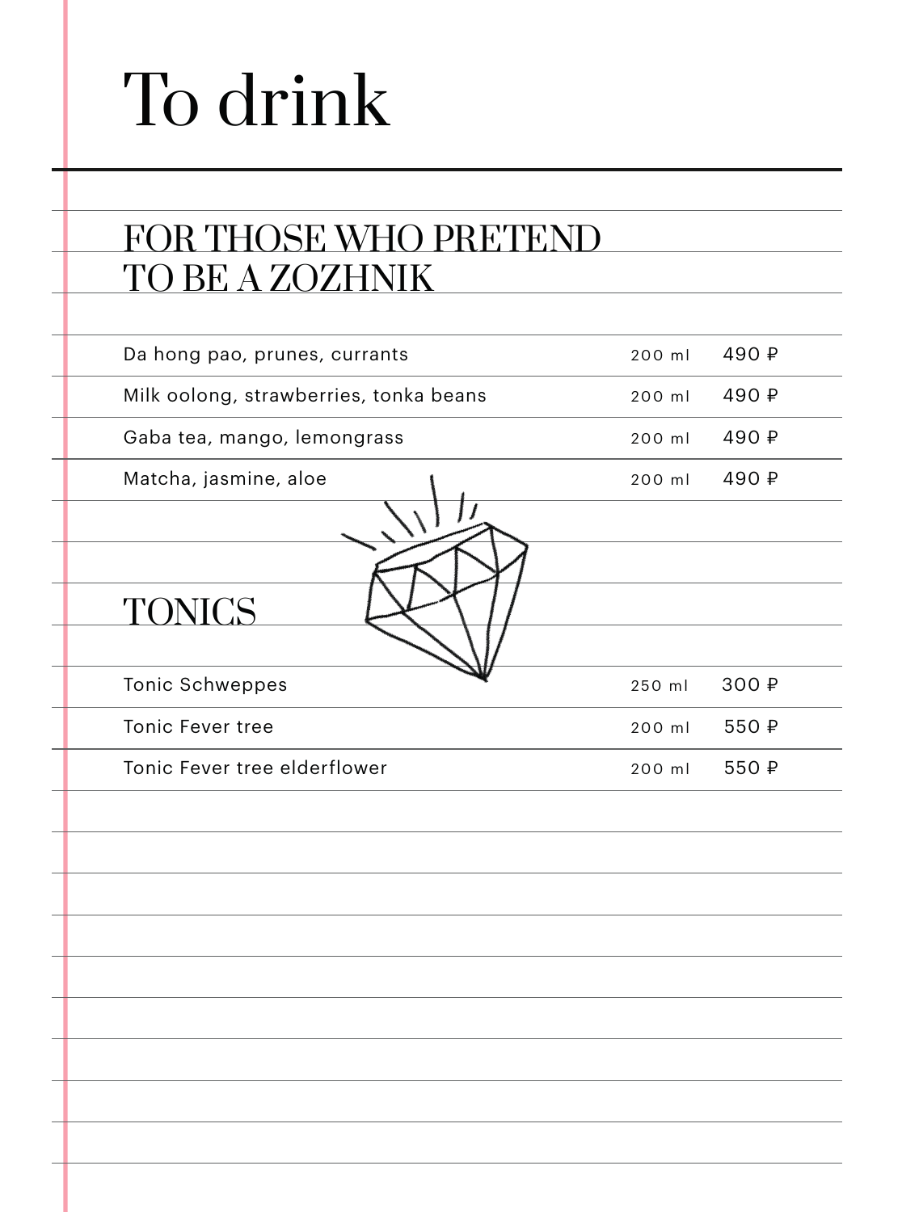# To drink

## FOR THOSE WHO PRETEND TO BE A ZOZHNIK

| Drink | Volume | Price |
|---|---|---|
| Da hong pao, prunes, currants | 200 ml | 490 ₽ |
| Milk oolong, strawberries, tonka beans | 200 ml | 490 ₽ |
| Gaba tea, mango, lemongrass | 200 ml | 490 ₽ |
| Matcha, jasmine, aloe | 200 ml | 490 ₽ |

## TONICS

| Drink | Volume | Price |
|---|---|---|
| Tonic Schweppes | 250 ml | 300 ₽ |
| Tonic Fever tree | 200 ml | 550 ₽ |
| Tonic Fever tree elderflower | 200 ml | 550 ₽ |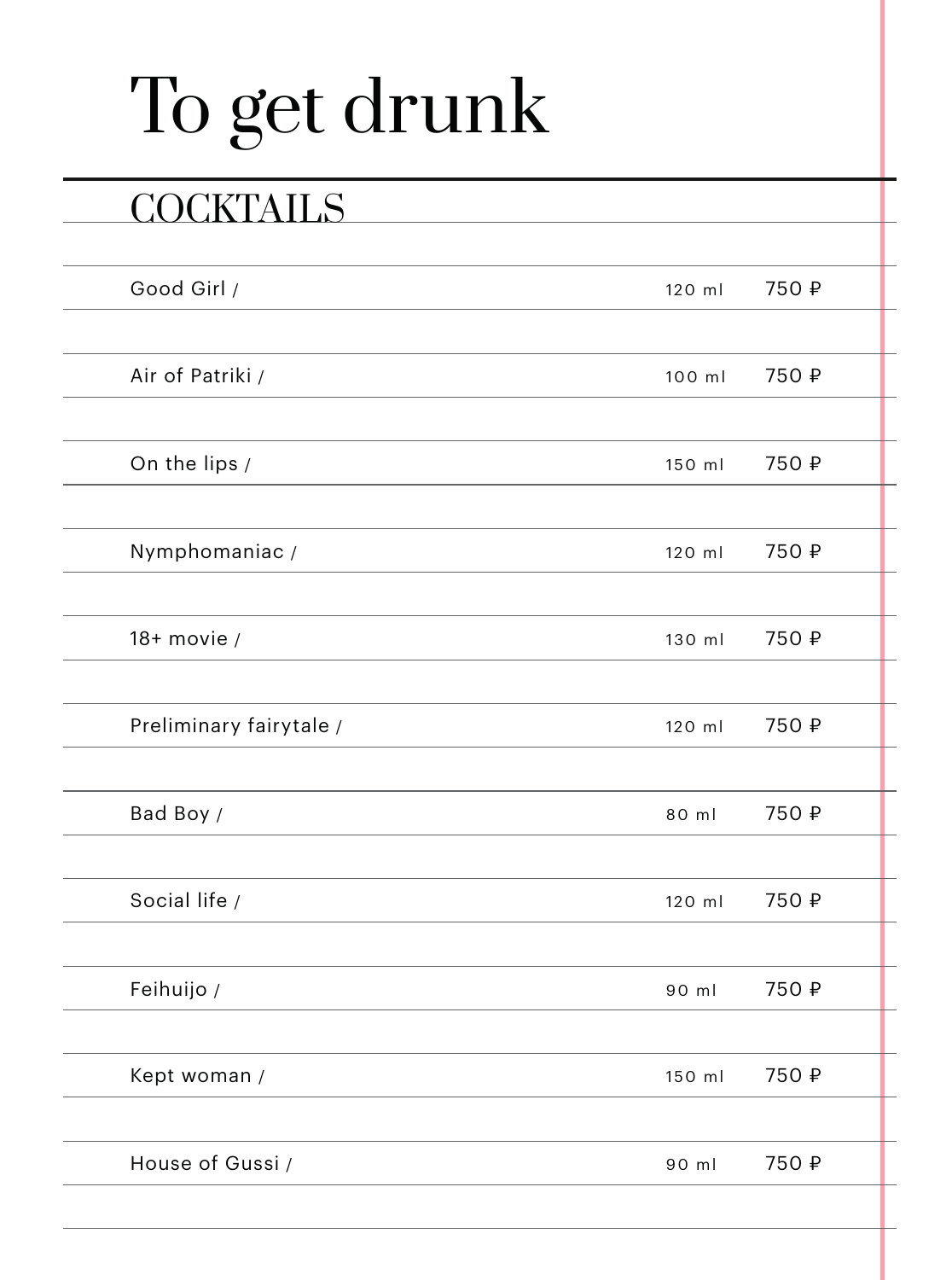# To get drunk

## COCKTAILS

| | | |
|---|---|---|
| Good Girl / | 120 ml | 750 ₽ |
| Air of Patriki / | 100 ml | 750 ₽ |
| On the lips / | 150 ml | 750 ₽ |
| Nymphomaniac / | 120 ml | 750 ₽ |
| 18+ movie / | 130 ml | 750 ₽ |
| Preliminary fairytale / | 120 ml | 750 ₽ |
| Bad Boy / | 80 ml | 750 ₽ |
| Social life / | 120 ml | 750 ₽ |
| Feihuijo / | 90 ml | 750 ₽ |
| Kept woman / | 150 ml | 750 ₽ |
| House of Gussi / | 90 ml | 750 ₽ |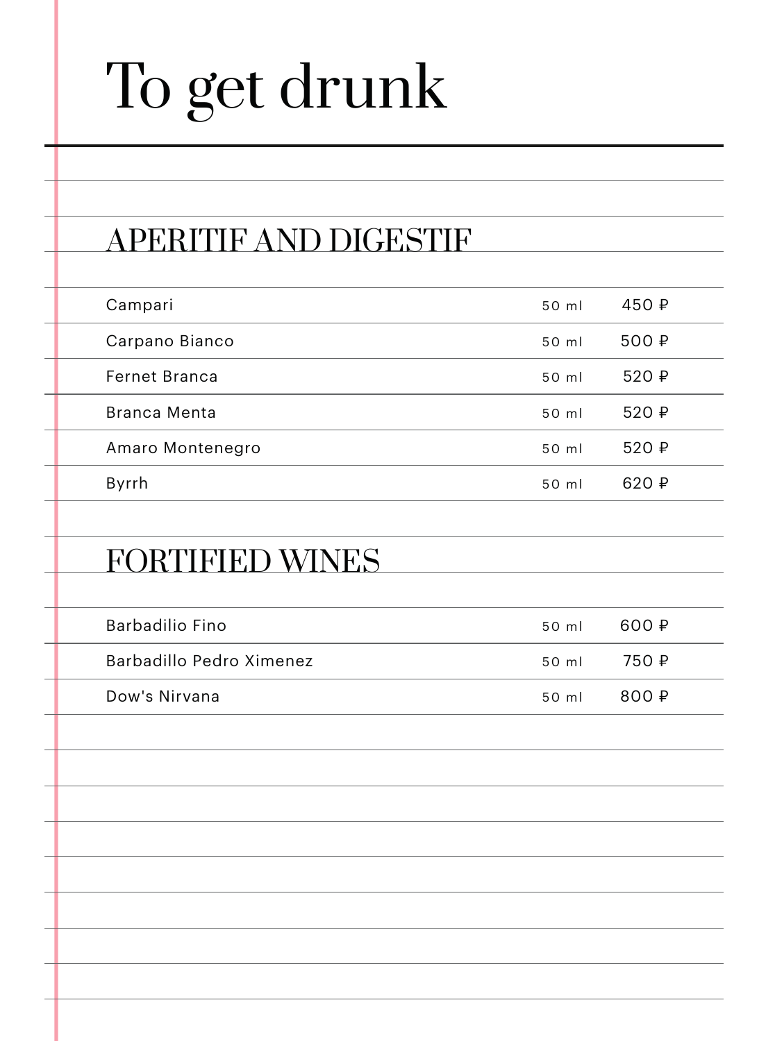# To get drunk

## APERITIF AND DIGESTIF

| | | |
|---|---|---|
| Campari | 50 ml | 450 ₽ |
| Carpano Bianco | 50 ml | 500 ₽ |
| Fernet Branca | 50 ml | 520 ₽ |
| Branca Menta | 50 ml | 520 ₽ |
| Amaro Montenegro | 50 ml | 520 ₽ |
| Byrrh | 50 ml | 620 ₽ |

## FORTIFIED WINES

| | | |
|---|---|---|
| Barbadilio Fino | 50 ml | 600 ₽ |
| Barbadillo Pedro Ximenez | 50 ml | 750 ₽ |
| Dow's Nirvana | 50 ml | 800 ₽ |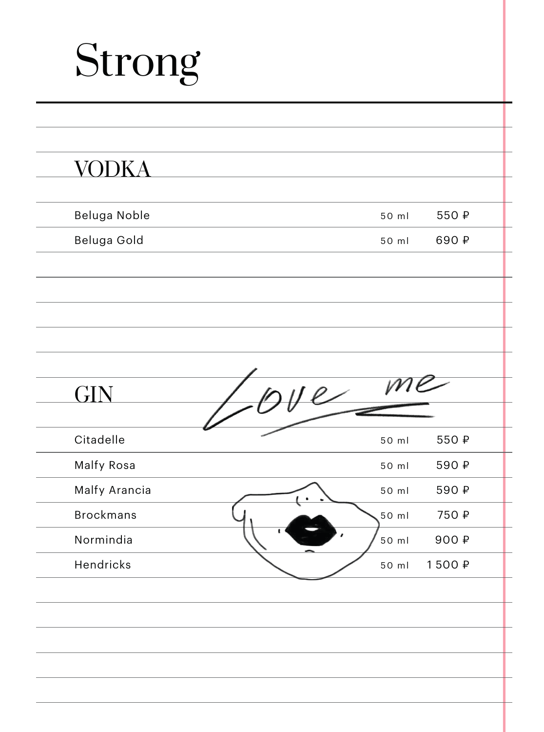# Strong

## VODKA

| | | |
|---|---|---|
| Beluga Noble | 50 ml | 550 ₽ |
| Beluga Gold | 50 ml | 690 ₽ |

## GIN

Love me

| | | |
|---|---|---|
| Citadelle | 50 ml | 550 ₽ |
| Malfy Rosa | 50 ml | 590 ₽ |
| Malfy Arancia | 50 ml | 590 ₽ |
| Brockmans | 50 ml | 750 ₽ |
| Normindia | 50 ml | 900 ₽ |
| Hendricks | 50 ml | 1 500 ₽ |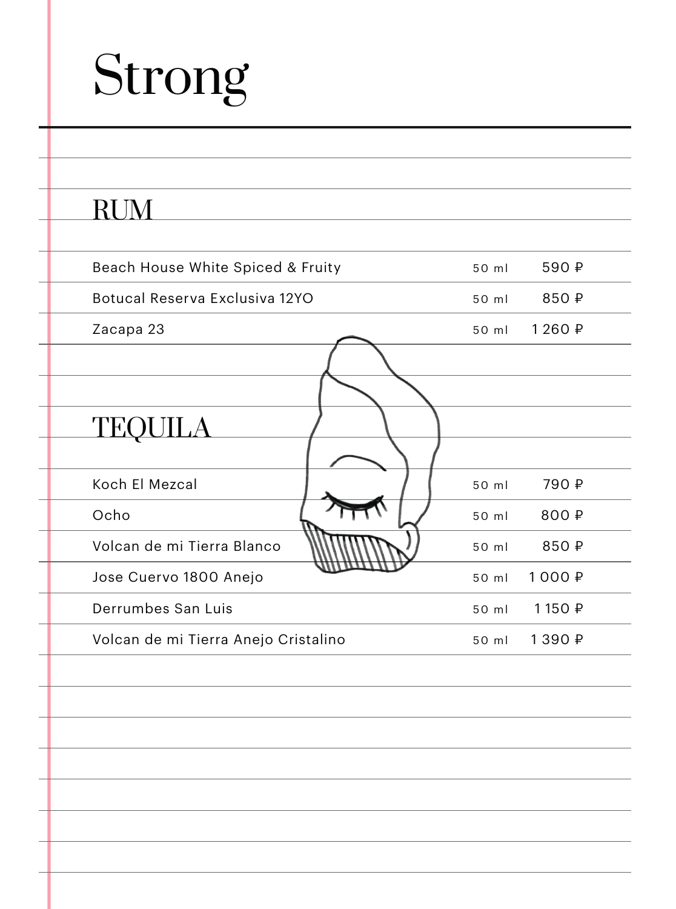# Strong

## RUM

| Item | Volume | Price |
|---|---|---|
| Beach House White Spiced & Fruity | 50 ml | 590 ₽ |
| Botucal Reserva Exclusiva 12YO | 50 ml | 850 ₽ |
| Zacapa 23 | 50 ml | 1 260 ₽ |

## TEQUILA

| Item | Volume | Price |
|---|---|---|
| Koch El Mezcal | 50 ml | 790 ₽ |
| Ocho | 50 ml | 800 ₽ |
| Volcan de mi Tierra Blanco | 50 ml | 850 ₽ |
| Jose Cuervo 1800 Anejo | 50 ml | 1 000 ₽ |
| Derrumbes San Luis | 50 ml | 1 150 ₽ |
| Volcan de mi Tierra Anejo Cristalino | 50 ml | 1 390 ₽ |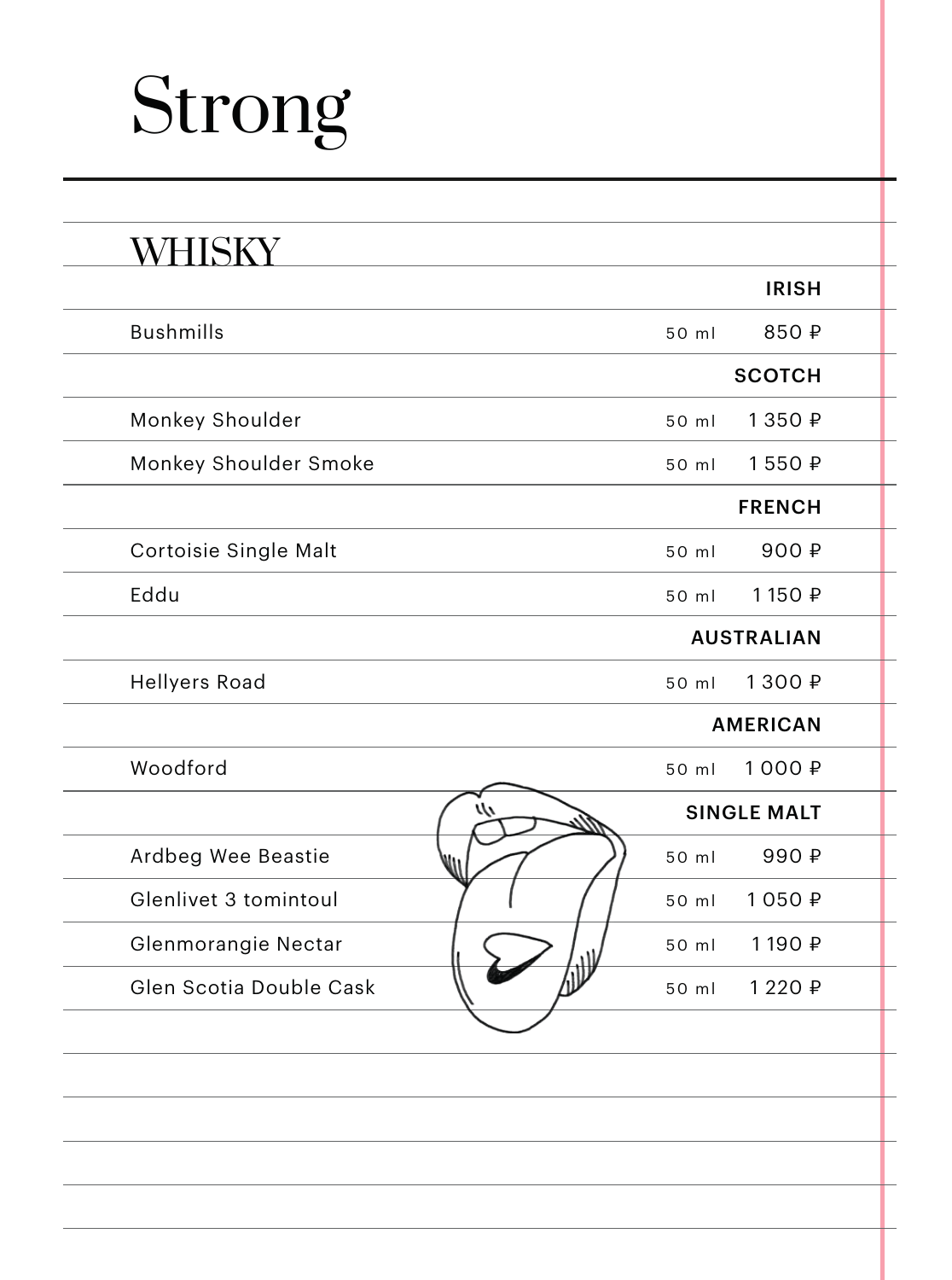# Strong

## WHISKY

| | | |
|---|---|---|
| | | **IRISH** |
| Bushmills | 50 ml | 850 ₽ |
| | | **SCOTCH** |
| Monkey Shoulder | 50 ml | 1 350 ₽ |
| Monkey Shoulder Smoke | 50 ml | 1 550 ₽ |
| | | **FRENCH** |
| Cortoisie Single Malt | 50 ml | 900 ₽ |
| Eddu | 50 ml | 1 150 ₽ |
| | | **AUSTRALIAN** |
| Hellyers Road | 50 ml | 1 300 ₽ |
| | | **AMERICAN** |
| Woodford | 50 ml | 1 000 ₽ |
| | | **SINGLE MALT** |
| Ardbeg Wee Beastie | 50 ml | 990 ₽ |
| Glenlivet 3 tomintoul | 50 ml | 1 050 ₽ |
| Glenmorangie Nectar | 50 ml | 1 190 ₽ |
| Glen Scotia Double Cask | 50 ml | 1 220 ₽ |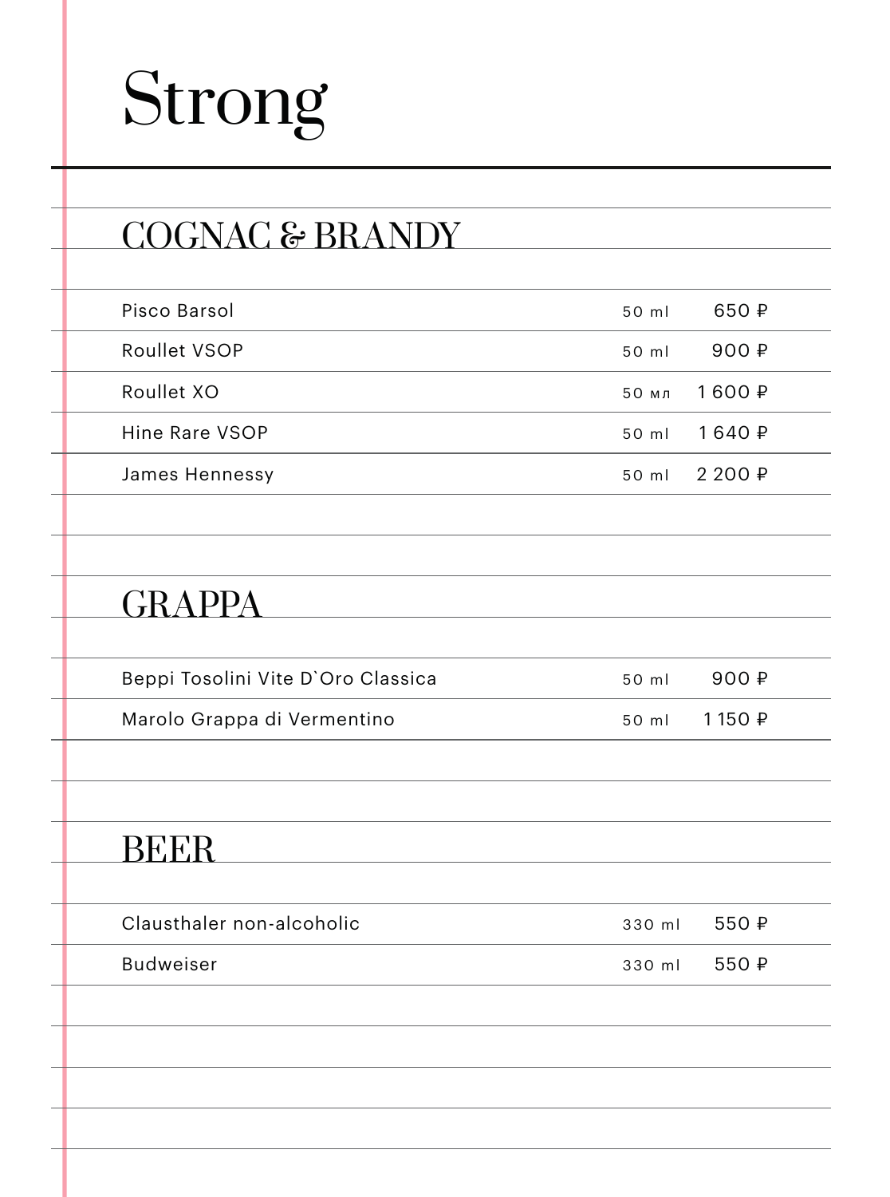# Strong

## COGNAC & BRANDY

| | | |
|---|---|---|
| Pisco Barsol | 50 ml | 650 ₽ |
| Roullet VSOP | 50 ml | 900 ₽ |
| Roullet XO | 50 мл | 1 600 ₽ |
| Hine Rare VSOP | 50 ml | 1 640 ₽ |
| James Hennessy | 50 ml | 2 200 ₽ |

## GRAPPA

| | | |
|---|---|---|
| Beppi Tosolini Vite D`Oro Classica | 50 ml | 900 ₽ |
| Marolo Grappa di Vermentino | 50 ml | 1 150 ₽ |

## BEER

| | | |
|---|---|---|
| Clausthaler non-alcoholic | 330 ml | 550 ₽ |
| Budweiser | 330 ml | 550 ₽ |